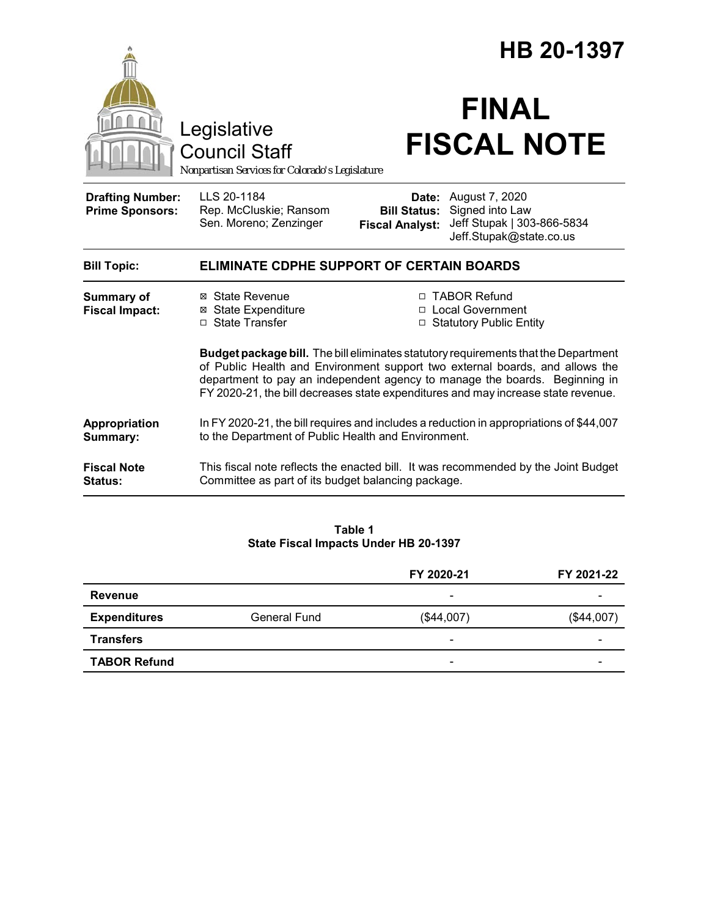# HB 20-1397

Legislative Council Staff

*Nonpartisan Services for Colorado's Legislature*

# FINAL FISCAL NOTE

| | | | |
|---|---|---|---|
| **Drafting Number:** | LLS 20-1184 | **Date:** | August 7, 2020 |
| **Prime Sponsors:** | Rep. McCluskie; Ransom<br>Sen. Moreno; Zenzinger | **Bill Status:** | Signed into Law |
| | | **Fiscal Analyst:** | Jeff Stupak \| 303-866-5834<br>Jeff.Stupak@state.co.us |

**Bill Topic:** **ELIMINATE CDPHE SUPPORT OF CERTAIN BOARDS**

**Summary of Fiscal Impact:**

- ☒ State Revenue
- ☒ State Expenditure
- ☐ State Transfer
- ☐ TABOR Refund
- ☐ Local Government
- ☐ Statutory Public Entity

**Budget package bill.** The bill eliminates statutory requirements that the Department of Public Health and Environment support two external boards, and allows the department to pay an independent agency to manage the boards. Beginning in FY 2020-21, the bill decreases state expenditures and may increase state revenue.

**Appropriation Summary:** In FY 2020-21, the bill requires and includes a reduction in appropriations of $44,007 to the Department of Public Health and Environment.

**Fiscal Note Status:** This fiscal note reflects the enacted bill. It was recommended by the Joint Budget Committee as part of its budget balancing package.

**Table 1**
**State Fiscal Impacts Under HB 20-1397**

| | | FY 2020-21 | FY 2021-22 |
|---|---|---|---|
| **Revenue** | | - | - |
| **Expenditures** | General Fund | ($44,007) | ($44,007) |
| **Transfers** | | - | - |
| **TABOR Refund** | | - | - |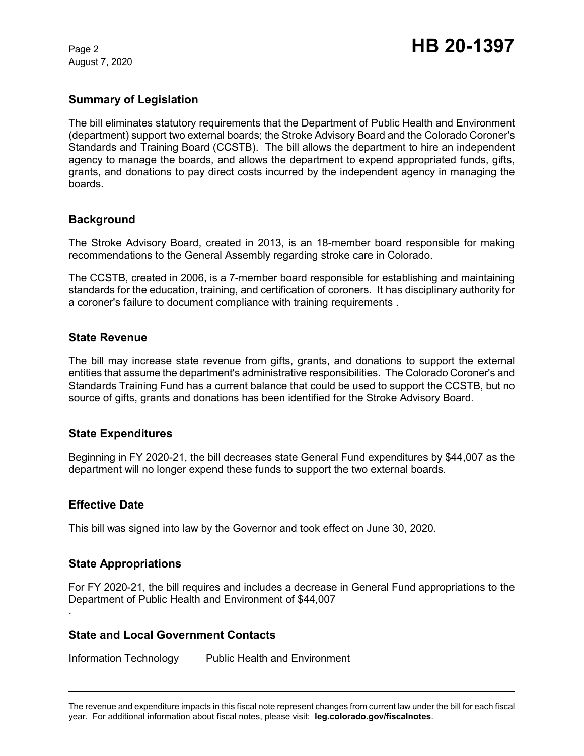## Summary of Legislation

The bill eliminates statutory requirements that the Department of Public Health and Environment (department) support two external boards; the Stroke Advisory Board and the Colorado Coroner's Standards and Training Board (CCSTB). The bill allows the department to hire an independent agency to manage the boards, and allows the department to expend appropriated funds, gifts, grants, and donations to pay direct costs incurred by the independent agency in managing the boards.

## Background

The Stroke Advisory Board, created in 2013, is an 18-member board responsible for making recommendations to the General Assembly regarding stroke care in Colorado.

The CCSTB, created in 2006, is a 7-member board responsible for establishing and maintaining standards for the education, training, and certification of coroners. It has disciplinary authority for a coroner's failure to document compliance with training requirements .

## State Revenue

The bill may increase state revenue from gifts, grants, and donations to support the external entities that assume the department's administrative responsibilities. The Colorado Coroner's and Standards Training Fund has a current balance that could be used to support the CCSTB, but no source of gifts, grants and donations has been identified for the Stroke Advisory Board.

## State Expenditures

Beginning in FY 2020-21, the bill decreases state General Fund expenditures by $44,007 as the department will no longer expend these funds to support the two external boards.

## Effective Date

This bill was signed into law by the Governor and took effect on June 30, 2020.

## State Appropriations

For FY 2020-21, the bill requires and includes a decrease in General Fund appropriations to the Department of Public Health and Environment of $44,007

.

## State and Local Government Contacts

Information Technology    Public Health and Environment

---

The revenue and expenditure impacts in this fiscal note represent changes from current law under the bill for each fiscal year. For additional information about fiscal notes, please visit: **leg.colorado.gov/fiscalnotes**.